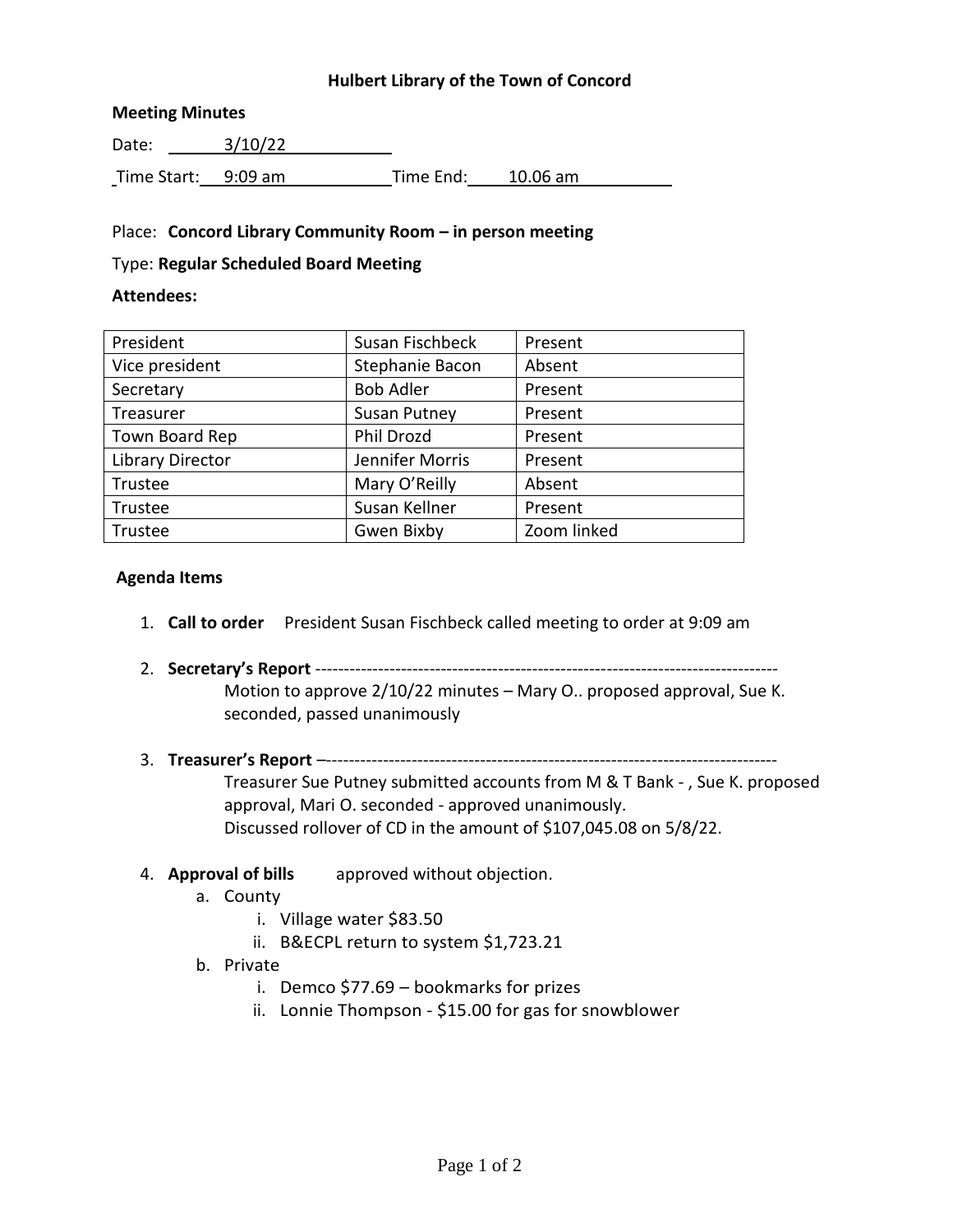**Hulbert Library of the Town of Concord**

**Meeting Minutes**

Date: 3/10/22

Time Start: 9:09 am Time End: 10.06 am

Place: **Concord Library Community Room – in person meeting**

Type: **Regular Scheduled Board Meeting**

**Attendees:**

| President | Susan Fischbeck | Present |
|---|---|---|
| Vice president | Stephanie Bacon | Absent |
| Secretary | Bob Adler | Present |
| Treasurer | Susan Putney | Present |
| Town Board Rep | Phil Drozd | Present |
| Library Director | Jennifer Morris | Present |
| Trustee | Mary O'Reilly | Absent |
| Trustee | Susan Kellner | Present |
| Trustee | Gwen Bixby | Zoom linked |

**Agenda Items**

1. **Call to order** President Susan Fischbeck called meeting to order at 9:09 am

2. **Secretary's Report** ---------------------------------------------------------------------------------
   
   Motion to approve 2/10/22 minutes – Mary O.. proposed approval, Sue K. seconded, passed unanimously

3. **Treasurer's Report** –------------------------------------------------------------------------------
   
   Treasurer Sue Putney submitted accounts from M & T Bank - , Sue K. proposed approval, Mari O. seconded - approved unanimously.
   
   Discussed rollover of CD in the amount of $107,045.08 on 5/8/22.

4. **Approval of bills** approved without objection.
   a. County
      i. Village water $83.50
      ii. B&ECPL return to system $1,723.21
   b. Private
      i. Demco $77.69 – bookmarks for prizes
      ii. Lonnie Thompson - $15.00 for gas for snowblower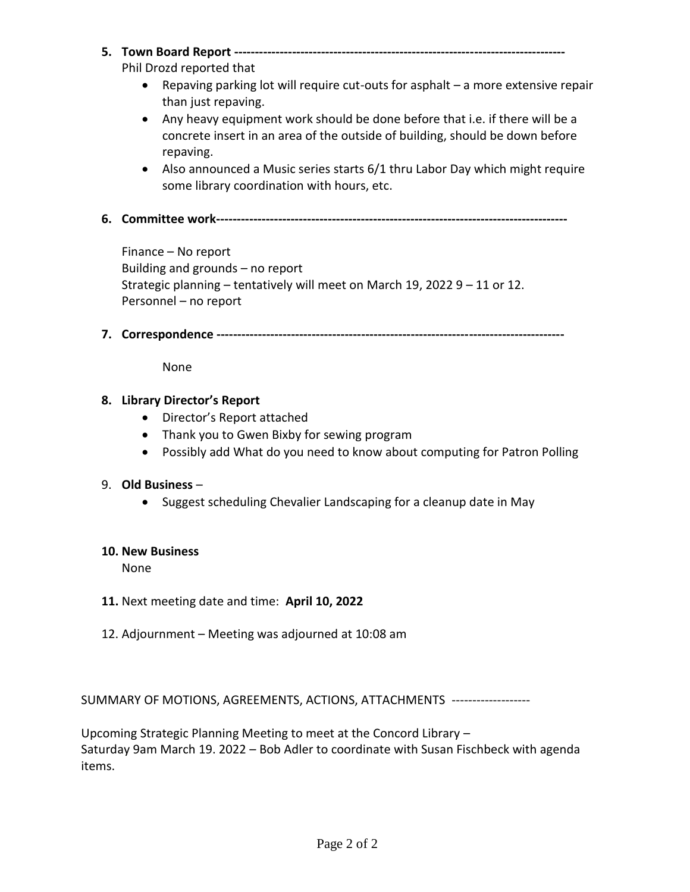**5. Town Board Report ---------------------------------------------------------------------------------**

Phil Drozd reported that

- Repaving parking lot will require cut-outs for asphalt – a more extensive repair than just repaving.
- Any heavy equipment work should be done before that i.e. if there will be a concrete insert in an area of the outside of building, should be down before repaving.
- Also announced a Music series starts 6/1 thru Labor Day which might require some library coordination with hours, etc.

**6. Committee work-----------------------------------------------------------------------------------**

Finance – No report
Building and grounds – no report
Strategic planning – tentatively will meet on March 19, 2022 9 – 11 or 12.
Personnel – no report

**7. Correspondence ----------------------------------------------------------------------------------**

None

**8. Library Director's Report**

- Director's Report attached
- Thank you to Gwen Bixby for sewing program
- Possibly add What do you need to know about computing for Patron Polling

9. **Old Business** –

- Suggest scheduling Chevalier Landscaping for a cleanup date in May

**10. New Business**

None

**11.** Next meeting date and time: **April 10, 2022**

12. Adjournment – Meeting was adjourned at 10:08 am

SUMMARY OF MOTIONS, AGREEMENTS, ACTIONS, ATTACHMENTS -------------------

Upcoming Strategic Planning Meeting to meet at the Concord Library –
Saturday 9am March 19. 2022 – Bob Adler to coordinate with Susan Fischbeck with agenda items.